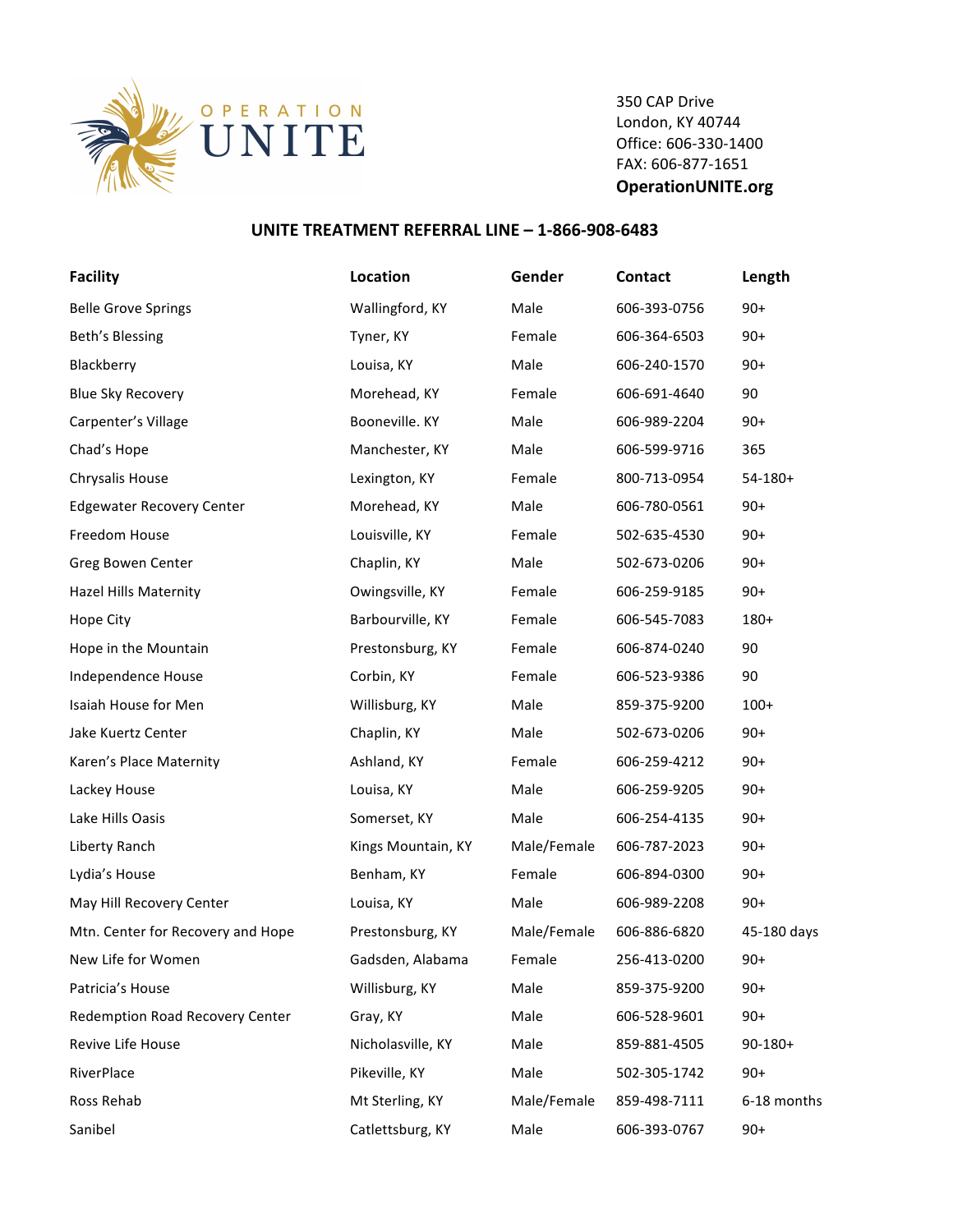OPERATION UNITE

350 CAP Drive
London, KY 40744
Office: 606-330-1400
FAX: 606-877-1651
**OperationUNITE.org**

## UNITE TREATMENT REFERRAL LINE – 1-866-908-6483

| Facility | Location | Gender | Contact | Length |
|---|---|---|---|---|
| Belle Grove Springs | Wallingford, KY | Male | 606-393-0756 | 90+ |
| Beth's Blessing | Tyner, KY | Female | 606-364-6503 | 90+ |
| Blackberry | Louisa, KY | Male | 606-240-1570 | 90+ |
| Blue Sky Recovery | Morehead, KY | Female | 606-691-4640 | 90 |
| Carpenter's Village | Booneville. KY | Male | 606-989-2204 | 90+ |
| Chad's Hope | Manchester, KY | Male | 606-599-9716 | 365 |
| Chrysalis House | Lexington, KY | Female | 800-713-0954 | 54-180+ |
| Edgewater Recovery Center | Morehead, KY | Male | 606-780-0561 | 90+ |
| Freedom House | Louisville, KY | Female | 502-635-4530 | 90+ |
| Greg Bowen Center | Chaplin, KY | Male | 502-673-0206 | 90+ |
| Hazel Hills Maternity | Owingsville, KY | Female | 606-259-9185 | 90+ |
| Hope City | Barbourville, KY | Female | 606-545-7083 | 180+ |
| Hope in the Mountain | Prestonsburg, KY | Female | 606-874-0240 | 90 |
| Independence House | Corbin, KY | Female | 606-523-9386 | 90 |
| Isaiah House for Men | Willisburg, KY | Male | 859-375-9200 | 100+ |
| Jake Kuertz Center | Chaplin, KY | Male | 502-673-0206 | 90+ |
| Karen's Place Maternity | Ashland, KY | Female | 606-259-4212 | 90+ |
| Lackey House | Louisa, KY | Male | 606-259-9205 | 90+ |
| Lake Hills Oasis | Somerset, KY | Male | 606-254-4135 | 90+ |
| Liberty Ranch | Kings Mountain, KY | Male/Female | 606-787-2023 | 90+ |
| Lydia's House | Benham, KY | Female | 606-894-0300 | 90+ |
| May Hill Recovery Center | Louisa, KY | Male | 606-989-2208 | 90+ |
| Mtn. Center for Recovery and Hope | Prestonsburg, KY | Male/Female | 606-886-6820 | 45-180 days |
| New Life for Women | Gadsden, Alabama | Female | 256-413-0200 | 90+ |
| Patricia's House | Willisburg, KY | Male | 859-375-9200 | 90+ |
| Redemption Road Recovery Center | Gray, KY | Male | 606-528-9601 | 90+ |
| Revive Life House | Nicholasville, KY | Male | 859-881-4505 | 90-180+ |
| RiverPlace | Pikeville, KY | Male | 502-305-1742 | 90+ |
| Ross Rehab | Mt Sterling, KY | Male/Female | 859-498-7111 | 6-18 months |
| Sanibel | Catlettsburg, KY | Male | 606-393-0767 | 90+ |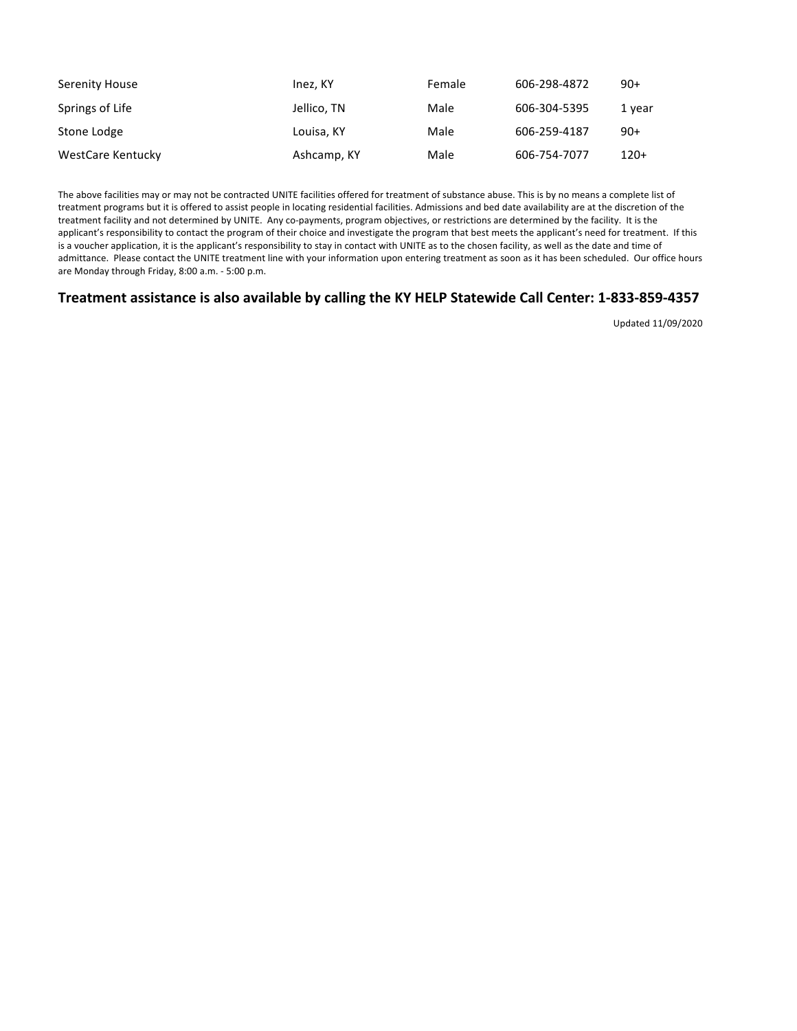| | | | | |
|---|---|---|---|---|
| Serenity House | Inez, KY | Female | 606-298-4872 | 90+ |
| Springs of Life | Jellico, TN | Male | 606-304-5395 | 1 year |
| Stone Lodge | Louisa, KY | Male | 606-259-4187 | 90+ |
| WestCare Kentucky | Ashcamp, KY | Male | 606-754-7077 | 120+ |

The above facilities may or may not be contracted UNITE facilities offered for treatment of substance abuse. This is by no means a complete list of treatment programs but it is offered to assist people in locating residential facilities. Admissions and bed date availability are at the discretion of the treatment facility and not determined by UNITE. Any co-payments, program objectives, or restrictions are determined by the facility. It is the applicant's responsibility to contact the program of their choice and investigate the program that best meets the applicant's need for treatment. If this is a voucher application, it is the applicant's responsibility to stay in contact with UNITE as to the chosen facility, as well as the date and time of admittance. Please contact the UNITE treatment line with your information upon entering treatment as soon as it has been scheduled. Our office hours are Monday through Friday, 8:00 a.m. - 5:00 p.m.

**Treatment assistance is also available by calling the KY HELP Statewide Call Center: 1-833-859-4357**

Updated 11/09/2020